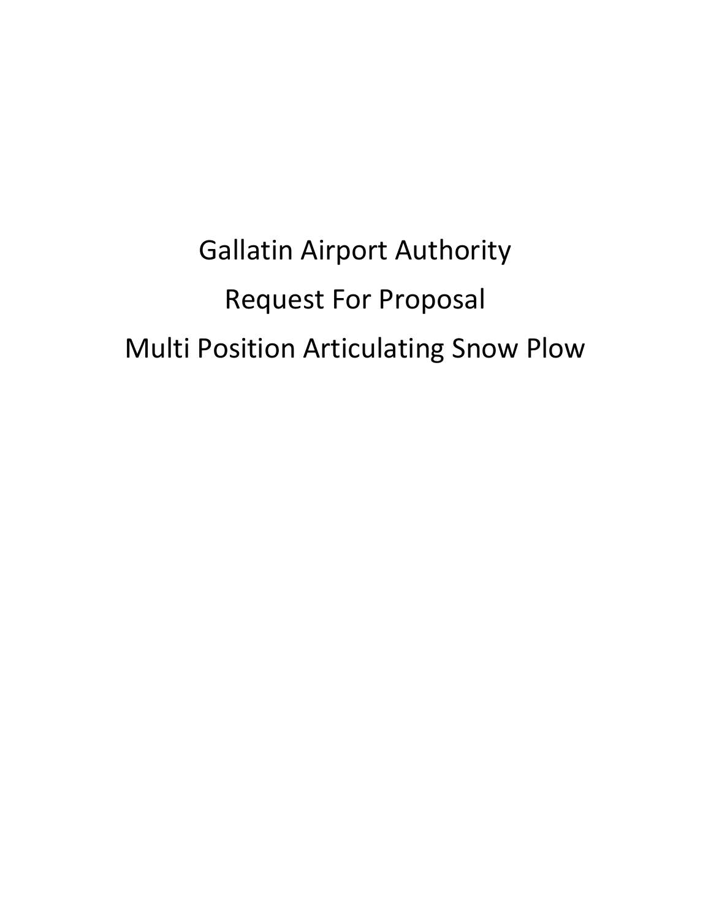# Gallatin Airport Authority

# Request For Proposal

# Multi Position Articulating Snow Plow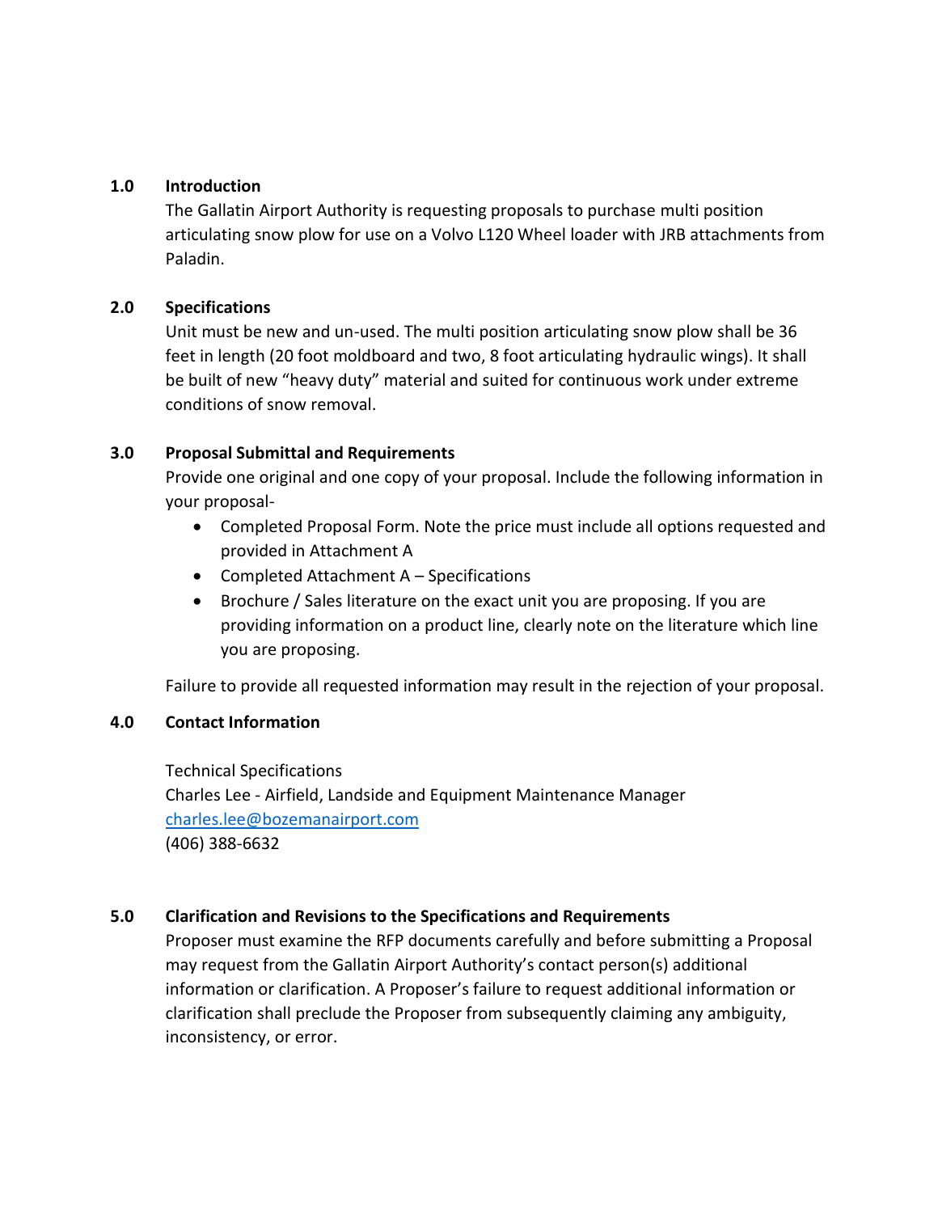## 1.0 Introduction

The Gallatin Airport Authority is requesting proposals to purchase multi position articulating snow plow for use on a Volvo L120 Wheel loader with JRB attachments from Paladin.

## 2.0 Specifications

Unit must be new and un-used. The multi position articulating snow plow shall be 36 feet in length (20 foot moldboard and two, 8 foot articulating hydraulic wings). It shall be built of new "heavy duty" material and suited for continuous work under extreme conditions of snow removal.

## 3.0 Proposal Submittal and Requirements

Provide one original and one copy of your proposal. Include the following information in your proposal-

- Completed Proposal Form. Note the price must include all options requested and provided in Attachment A
- Completed Attachment A – Specifications
- Brochure / Sales literature on the exact unit you are proposing. If you are providing information on a product line, clearly note on the literature which line you are proposing.

Failure to provide all requested information may result in the rejection of your proposal.

## 4.0 Contact Information

Technical Specifications
Charles Lee - Airfield, Landside and Equipment Maintenance Manager
charles.lee@bozemanairport.com
(406) 388-6632

## 5.0 Clarification and Revisions to the Specifications and Requirements

Proposer must examine the RFP documents carefully and before submitting a Proposal may request from the Gallatin Airport Authority's contact person(s) additional information or clarification. A Proposer's failure to request additional information or clarification shall preclude the Proposer from subsequently claiming any ambiguity, inconsistency, or error.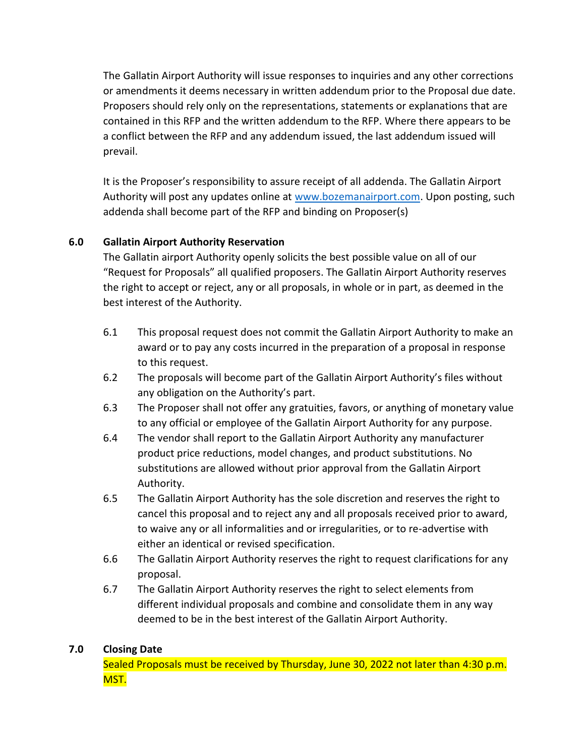The Gallatin Airport Authority will issue responses to inquiries and any other corrections or amendments it deems necessary in written addendum prior to the Proposal due date. Proposers should rely only on the representations, statements or explanations that are contained in this RFP and the written addendum to the RFP. Where there appears to be a conflict between the RFP and any addendum issued, the last addendum issued will prevail.

It is the Proposer's responsibility to assure receipt of all addenda. The Gallatin Airport Authority will post any updates online at [www.bozemanairport.com](http://www.bozemanairport.com). Upon posting, such addenda shall become part of the RFP and binding on Proposer(s)

## 6.0 Gallatin Airport Authority Reservation

The Gallatin airport Authority openly solicits the best possible value on all of our "Request for Proposals" all qualified proposers. The Gallatin Airport Authority reserves the right to accept or reject, any or all proposals, in whole or in part, as deemed in the best interest of the Authority.

6.1 This proposal request does not commit the Gallatin Airport Authority to make an award or to pay any costs incurred in the preparation of a proposal in response to this request.

6.2 The proposals will become part of the Gallatin Airport Authority's files without any obligation on the Authority's part.

6.3 The Proposer shall not offer any gratuities, favors, or anything of monetary value to any official or employee of the Gallatin Airport Authority for any purpose.

6.4 The vendor shall report to the Gallatin Airport Authority any manufacturer product price reductions, model changes, and product substitutions. No substitutions are allowed without prior approval from the Gallatin Airport Authority.

6.5 The Gallatin Airport Authority has the sole discretion and reserves the right to cancel this proposal and to reject any and all proposals received prior to award, to waive any or all informalities and or irregularities, or to re-advertise with either an identical or revised specification.

6.6 The Gallatin Airport Authority reserves the right to request clarifications for any proposal.

6.7 The Gallatin Airport Authority reserves the right to select elements from different individual proposals and combine and consolidate them in any way deemed to be in the best interest of the Gallatin Airport Authority.

## 7.0 Closing Date

Sealed Proposals must be received by Thursday, June 30, 2022 not later than 4:30 p.m. MST.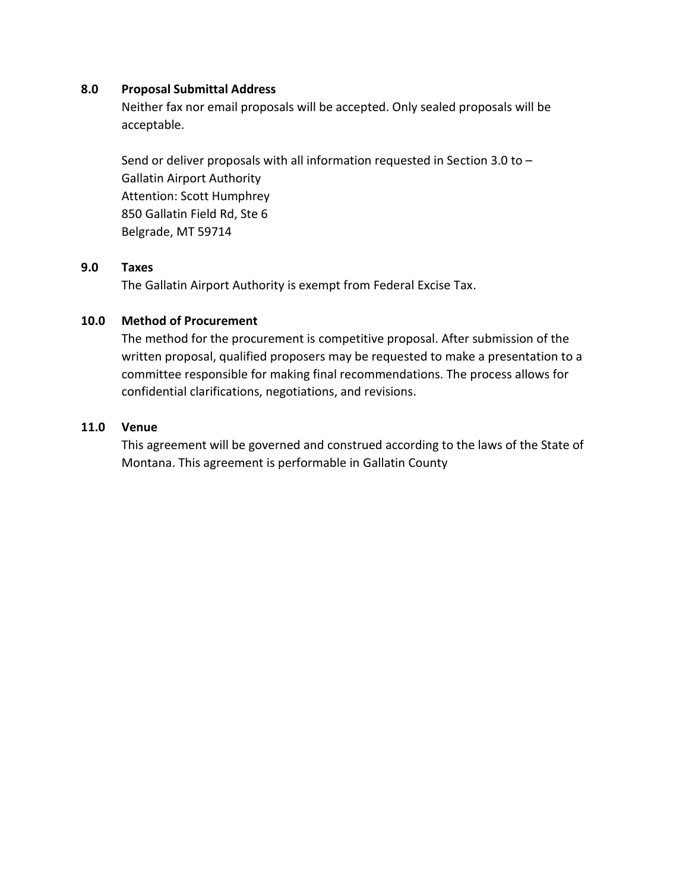## 8.0 Proposal Submittal Address

Neither fax nor email proposals will be accepted. Only sealed proposals will be acceptable.

Send or deliver proposals with all information requested in Section 3.0 to –
Gallatin Airport Authority
Attention: Scott Humphrey
850 Gallatin Field Rd, Ste 6
Belgrade, MT 59714

## 9.0 Taxes

The Gallatin Airport Authority is exempt from Federal Excise Tax.

## 10.0 Method of Procurement

The method for the procurement is competitive proposal. After submission of the written proposal, qualified proposers may be requested to make a presentation to a committee responsible for making final recommendations. The process allows for confidential clarifications, negotiations, and revisions.

## 11.0 Venue

This agreement will be governed and construed according to the laws of the State of Montana. This agreement is performable in Gallatin County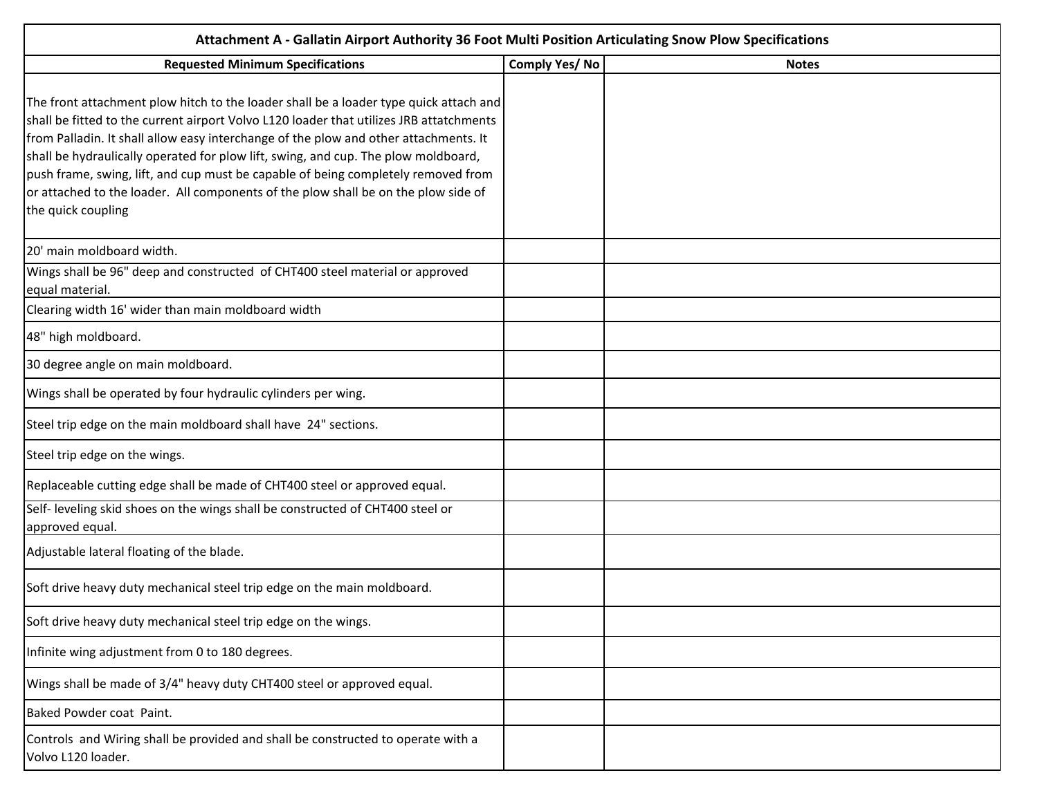| Attachment A - Gallatin Airport Authority 36 Foot Multi Position Articulating Snow Plow Specifications | | |
|---|---|---|
| **Requested Minimum Specifications** | **Comply Yes/ No** | **Notes** |
| The front attachment plow hitch to the loader shall be a loader type quick attach and shall be fitted to the current airport Volvo L120 loader that utilizes JRB attatchments from Palladin. It shall allow easy interchange of the plow and other attachments. It shall be hydraulically operated for plow lift, swing, and cup. The plow moldboard, push frame, swing, lift, and cup must be capable of being completely removed from or attached to the loader. All components of the plow shall be on the plow side of the quick coupling | | |
| 20' main moldboard width. | | |
| Wings shall be 96" deep and constructed of CHT400 steel material or approved equal material. | | |
| Clearing width 16' wider than main moldboard width | | |
| 48" high moldboard. | | |
| 30 degree angle on main moldboard. | | |
| Wings shall be operated by four hydraulic cylinders per wing. | | |
| Steel trip edge on the main moldboard shall have 24" sections. | | |
| Steel trip edge on the wings. | | |
| Replaceable cutting edge shall be made of CHT400 steel or approved equal. | | |
| Self- leveling skid shoes on the wings shall be constructed of CHT400 steel or approved equal. | | |
| Adjustable lateral floating of the blade. | | |
| Soft drive heavy duty mechanical steel trip edge on the main moldboard. | | |
| Soft drive heavy duty mechanical steel trip edge on the wings. | | |
| Infinite wing adjustment from 0 to 180 degrees. | | |
| Wings shall be made of 3/4" heavy duty CHT400 steel or approved equal. | | |
| Baked Powder coat Paint. | | |
| Controls and Wiring shall be provided and shall be constructed to operate with a Volvo L120 loader. | | |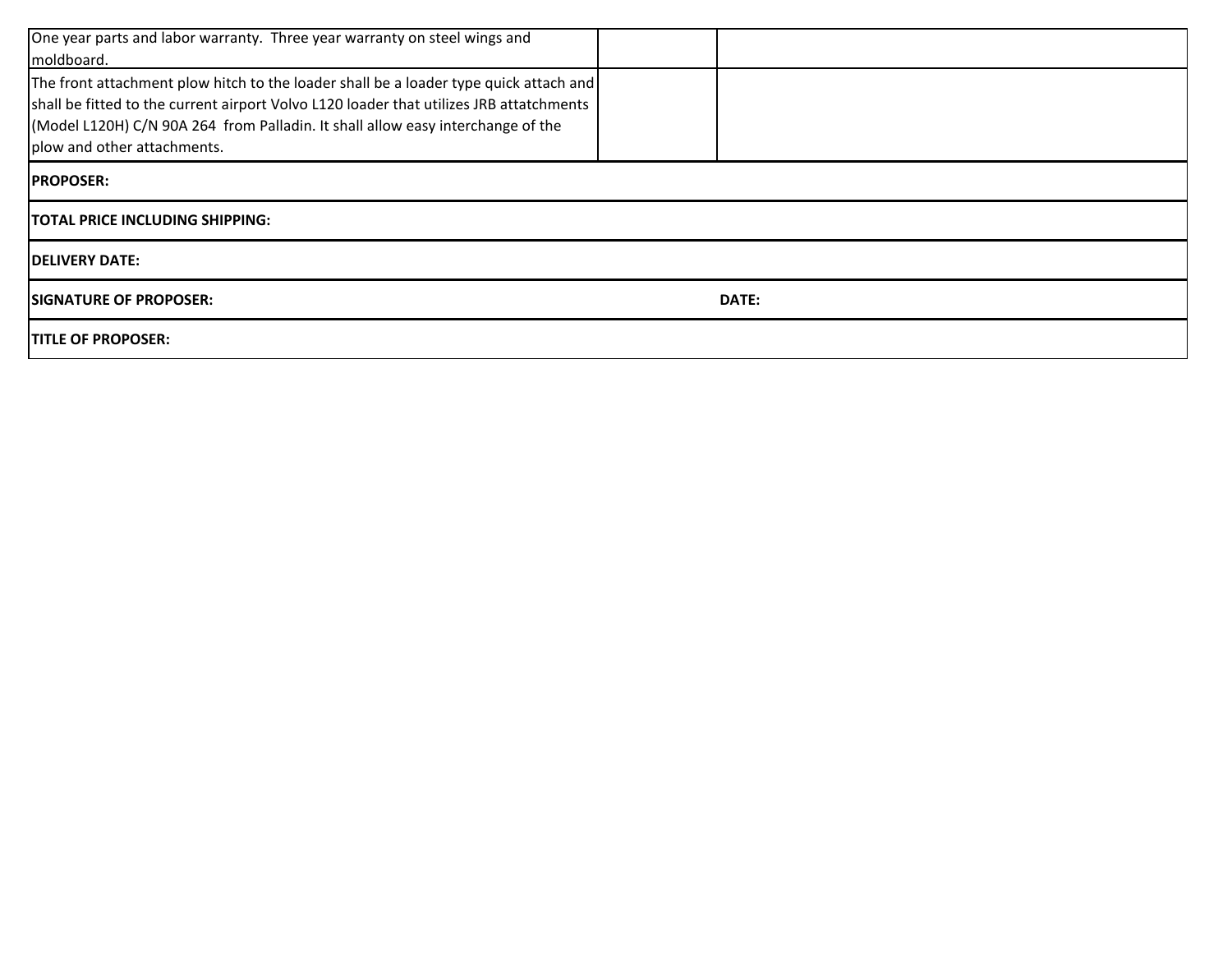| | | |
|---|---|---|
| One year parts and labor warranty. Three year warranty on steel wings and moldboard. | | |
| The front attachment plow hitch to the loader shall be a loader type quick attach and shall be fitted to the current airport Volvo L120 loader that utilizes JRB attatchments (Model L120H) C/N 90A 264 from Palladin. It shall allow easy interchange of the plow and other attachments. | | |

| | |
|---|---|
| **PROPOSER:** | |
| **TOTAL PRICE INCLUDING SHIPPING:** | |
| **DELIVERY DATE:** | |
| **SIGNATURE OF PROPOSER:** | **DATE:** |
| **TITLE OF PROPOSER:** | |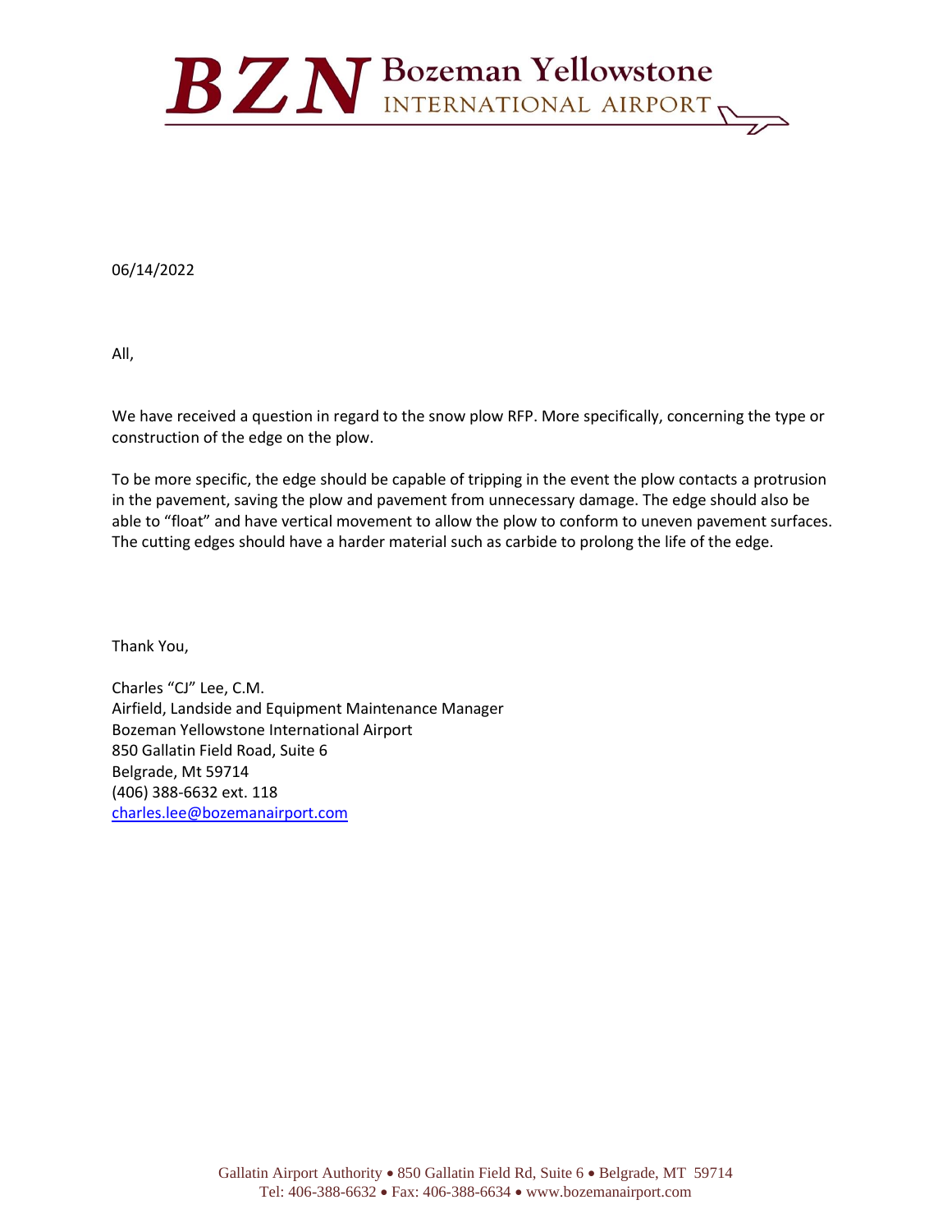**BZN** Bozeman Yellowstone INTERNATIONAL AIRPORT

06/14/2022

All,

We have received a question in regard to the snow plow RFP. More specifically, concerning the type or construction of the edge on the plow.

To be more specific, the edge should be capable of tripping in the event the plow contacts a protrusion in the pavement, saving the plow and pavement from unnecessary damage. The edge should also be able to "float" and have vertical movement to allow the plow to conform to uneven pavement surfaces. The cutting edges should have a harder material such as carbide to prolong the life of the edge.

Thank You,

Charles "CJ" Lee, C.M.  
Airfield, Landside and Equipment Maintenance Manager  
Bozeman Yellowstone International Airport  
850 Gallatin Field Road, Suite 6  
Belgrade, Mt 59714  
(406) 388-6632 ext. 118  
charles.lee@bozemanairport.com

Gallatin Airport Authority • 850 Gallatin Field Rd, Suite 6 • Belgrade, MT 59714  
Tel: 406-388-6632 • Fax: 406-388-6634 • www.bozemanairport.com